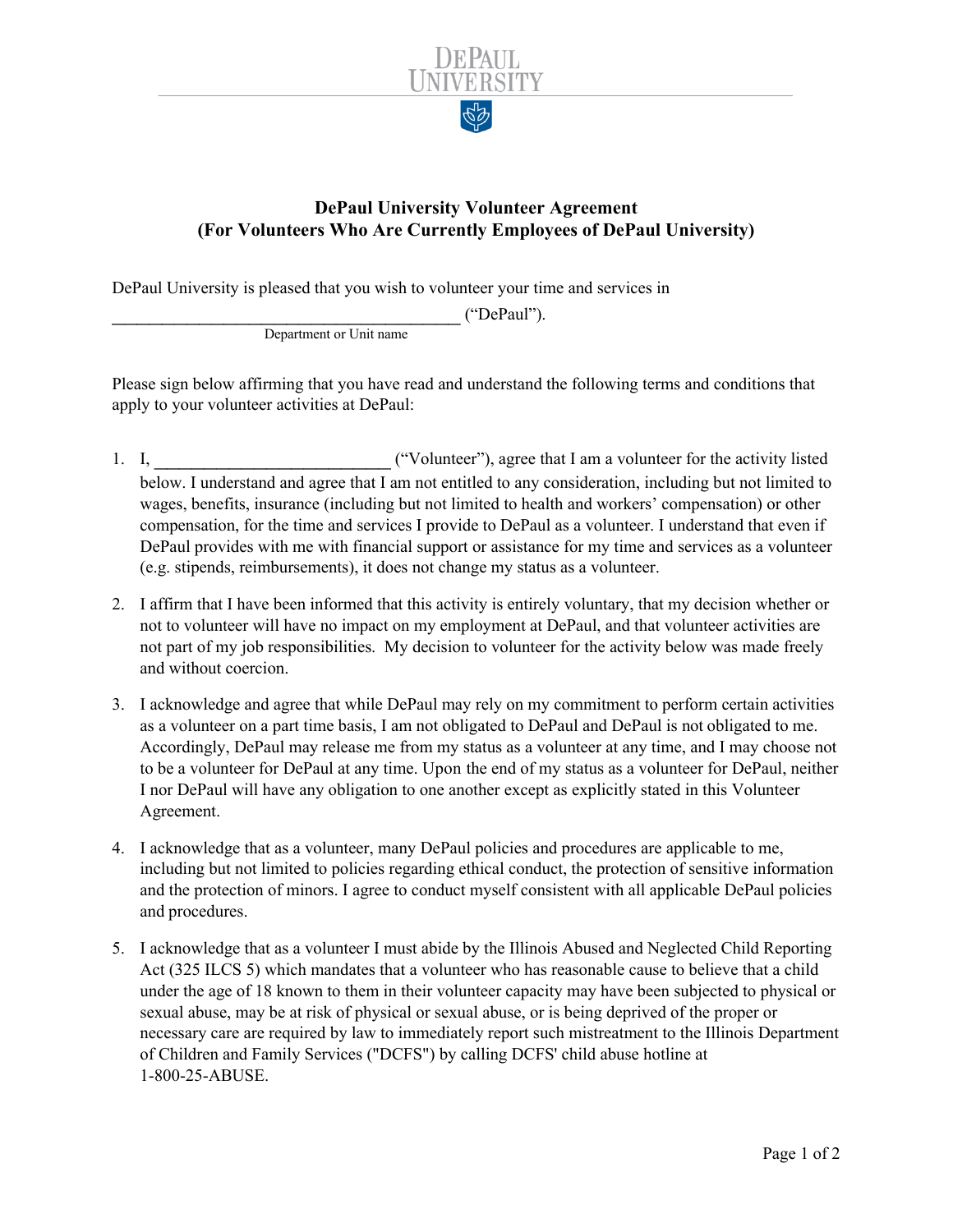DEPAUL UNIVERSITY

# DePaul University Volunteer Agreement
## (For Volunteers Who Are Currently Employees of DePaul University)

DePaul University is pleased that you wish to volunteer your time and services in

________________________________________ ("DePaul").
Department or Unit name

Please sign below affirming that you have read and understand the following terms and conditions that apply to your volunteer activities at DePaul:

1. I, __________________________ ("Volunteer"), agree that I am a volunteer for the activity listed below. I understand and agree that I am not entitled to any consideration, including but not limited to wages, benefits, insurance (including but not limited to health and workers' compensation) or other compensation, for the time and services I provide to DePaul as a volunteer. I understand that even if DePaul provides with me with financial support or assistance for my time and services as a volunteer (e.g. stipends, reimbursements), it does not change my status as a volunteer.

2. I affirm that I have been informed that this activity is entirely voluntary, that my decision whether or not to volunteer will have no impact on my employment at DePaul, and that volunteer activities are not part of my job responsibilities. My decision to volunteer for the activity below was made freely and without coercion.

3. I acknowledge and agree that while DePaul may rely on my commitment to perform certain activities as a volunteer on a part time basis, I am not obligated to DePaul and DePaul is not obligated to me. Accordingly, DePaul may release me from my status as a volunteer at any time, and I may choose not to be a volunteer for DePaul at any time. Upon the end of my status as a volunteer for DePaul, neither I nor DePaul will have any obligation to one another except as explicitly stated in this Volunteer Agreement.

4. I acknowledge that as a volunteer, many DePaul policies and procedures are applicable to me, including but not limited to policies regarding ethical conduct, the protection of sensitive information and the protection of minors. I agree to conduct myself consistent with all applicable DePaul policies and procedures.

5. I acknowledge that as a volunteer I must abide by the Illinois Abused and Neglected Child Reporting Act (325 ILCS 5) which mandates that a volunteer who has reasonable cause to believe that a child under the age of 18 known to them in their volunteer capacity may have been subjected to physical or sexual abuse, may be at risk of physical or sexual abuse, or is being deprived of the proper or necessary care are required by law to immediately report such mistreatment to the Illinois Department of Children and Family Services ("DCFS") by calling DCFS' child abuse hotline at 1-800-25-ABUSE.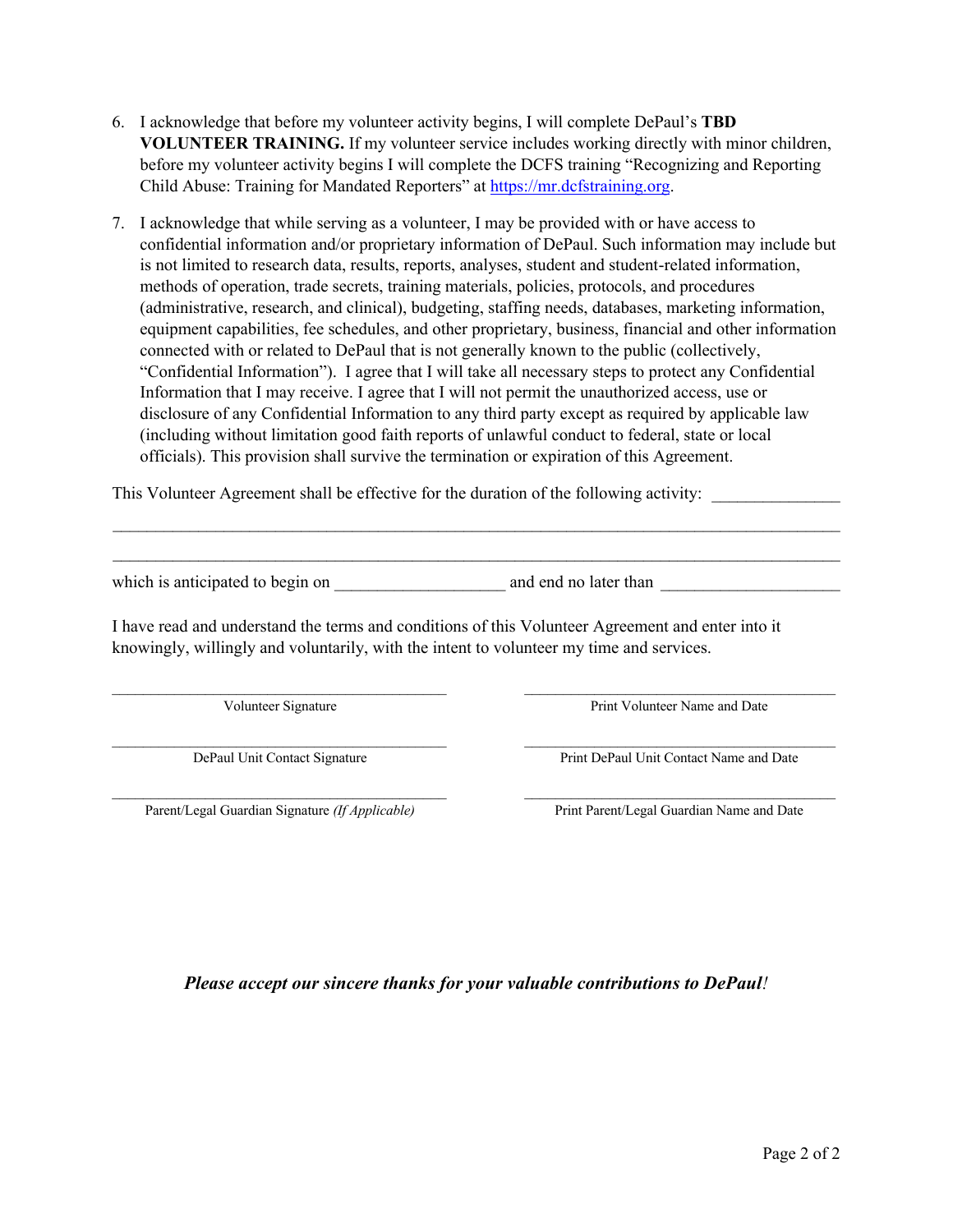6. I acknowledge that before my volunteer activity begins, I will complete DePaul's **TBD VOLUNTEER TRAINING.** If my volunteer service includes working directly with minor children, before my volunteer activity begins I will complete the DCFS training "Recognizing and Reporting Child Abuse: Training for Mandated Reporters" at https://mr.dcfstraining.org.

7. I acknowledge that while serving as a volunteer, I may be provided with or have access to confidential information and/or proprietary information of DePaul. Such information may include but is not limited to research data, results, reports, analyses, student and student-related information, methods of operation, trade secrets, training materials, policies, protocols, and procedures (administrative, research, and clinical), budgeting, staffing needs, databases, marketing information, equipment capabilities, fee schedules, and other proprietary, business, financial and other information connected with or related to DePaul that is not generally known to the public (collectively, "Confidential Information"). I agree that I will take all necessary steps to protect any Confidential Information that I may receive. I agree that I will not permit the unauthorized access, use or disclosure of any Confidential Information to any third party except as required by applicable law (including without limitation good faith reports of unlawful conduct to federal, state or local officials). This provision shall survive the termination or expiration of this Agreement.

This Volunteer Agreement shall be effective for the duration of the following activity: ______________

____________________________________________________________________________________

____________________________________________________________________________________

which is anticipated to begin on ___________________ and end no later than ____________________

I have read and understand the terms and conditions of this Volunteer Agreement and enter into it knowingly, willingly and voluntarily, with the intent to volunteer my time and services.

| | |
|---|---|
| ________________________________ | ________________________________ |
| Volunteer Signature | Print Volunteer Name and Date |
| ________________________________ | ________________________________ |
| DePaul Unit Contact Signature | Print DePaul Unit Contact Name and Date |
| ________________________________ | ________________________________ |
| Parent/Legal Guardian Signature *(If Applicable)* | Print Parent/Legal Guardian Name and Date |

***Please accept our sincere thanks for your valuable contributions to DePaul!***